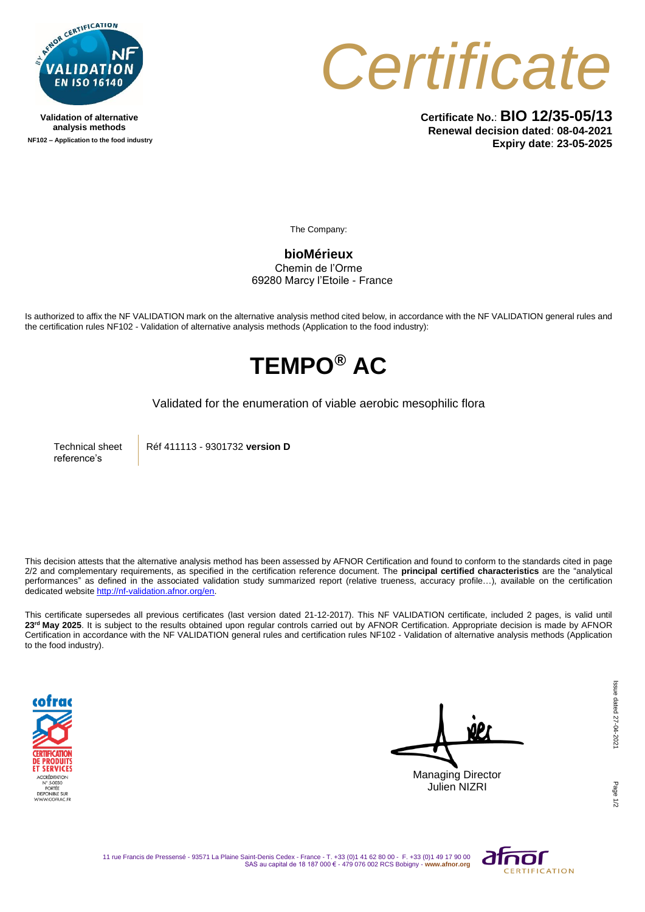Validation of alternative analysis methods
NF102 – Application to the food industry

# Certificate

**Certificate No.**: **BIO 12/35-05/13**
**Renewal decision dated**: **08-04-2021**
**Expiry date**: **23-05-2025**

The Company:

**bioMérieux**
Chemin de l'Orme
69280 Marcy l'Etoile - France

Is authorized to affix the NF VALIDATION mark on the alternative analysis method cited below, in accordance with the NF VALIDATION general rules and the certification rules NF102 - Validation of alternative analysis methods (Application to the food industry):

## TEMPO® AC

Validated for the enumeration of viable aerobic mesophilic flora

| Technical sheet reference's | Réf 411113 - 9301732 **version D** |
|---|---|

This decision attests that the alternative analysis method has been assessed by AFNOR Certification and found to conform to the standards cited in page 2/2 and complementary requirements, as specified in the certification reference document. The **principal certified characteristics** are the "analytical performances" as defined in the associated validation study summarized report (relative trueness, accuracy profile…), available on the certification dedicated website http://nf-validation.afnor.org/en.

This certificate supersedes all previous certificates (last version dated 21-12-2017). This NF VALIDATION certificate, included 2 pages, is valid until **23rd May 2025**. It is subject to the results obtained upon regular controls carried out by AFNOR Certification. Appropriate decision is made by AFNOR Certification in accordance with the NF VALIDATION general rules and certification rules NF102 - Validation of alternative analysis methods (Application to the food industry).

Managing Director
Julien NIZRI

Issue dated 27-04-2021

11 rue Francis de Pressensé - 93571 La Plaine Saint-Denis Cedex - France - T. +33 (0)1 41 62 80 00 - F. +33 (0)1 49 17 90 00
SAS au capital de 18 187 000 € - 479 076 002 RCS Bobigny - **www.afnor.org**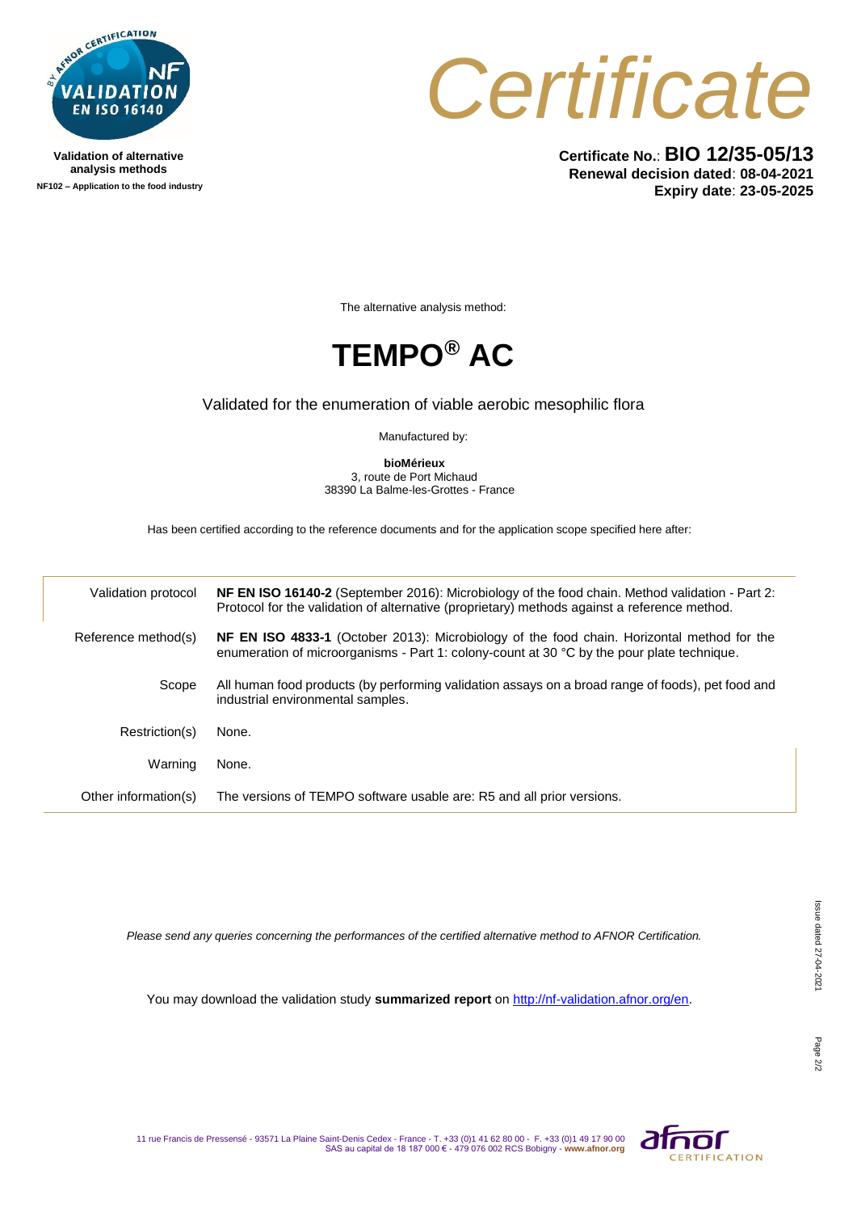Validation of alternative analysis methods

NF102 – Application to the food industry

# Certificate

**Certificate No.**: **BIO 12/35-05/13**
**Renewal decision dated**: **08-04-2021**
**Expiry date**: **23-05-2025**

The alternative analysis method:

# TEMPO® AC

Validated for the enumeration of viable aerobic mesophilic flora

Manufactured by:

**bioMérieux**
3, route de Port Michaud
38390 La Balme-les-Grottes - France

Has been certified according to the reference documents and for the application scope specified here after:

| | |
|---|---|
| Validation protocol | **NF EN ISO 16140-2** (September 2016): Microbiology of the food chain. Method validation - Part 2: Protocol for the validation of alternative (proprietary) methods against a reference method. |
| Reference method(s) | **NF EN ISO 4833-1** (October 2013): Microbiology of the food chain. Horizontal method for the enumeration of microorganisms - Part 1: colony-count at 30 °C by the pour plate technique. |
| Scope | All human food products (by performing validation assays on a broad range of foods), pet food and industrial environmental samples. |
| Restriction(s) | None. |
| Warning | None. |
| Other information(s) | The versions of TEMPO software usable are: R5 and all prior versions. |

*Please send any queries concerning the performances of the certified alternative method to AFNOR Certification.*

You may download the validation study **summarized report** on http://nf-validation.afnor.org/en.

Issue dated 27-04-2021

11 rue Francis de Pressensé - 93571 La Plaine Saint-Denis Cedex - France - T. +33 (0)1 41 62 80 00 - F. +33 (0)1 49 17 90 00
SAS au capital de 18 187 000 € - 479 076 002 RCS Bobigny - **www.afnor.org**